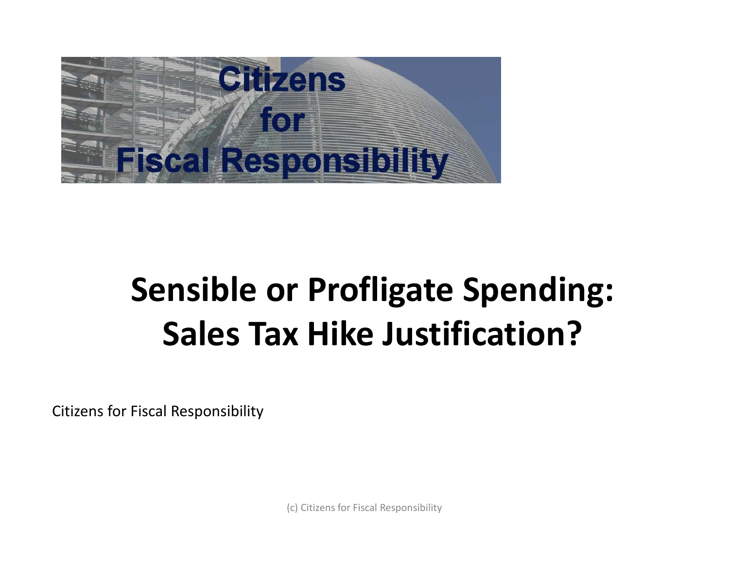# Citizens for Fiscal Responsibility

# Sensible or Profligate Spending: Sales Tax Hike Justification?

Citizens for Fiscal Responsibility

(c) Citizens for Fiscal Responsibility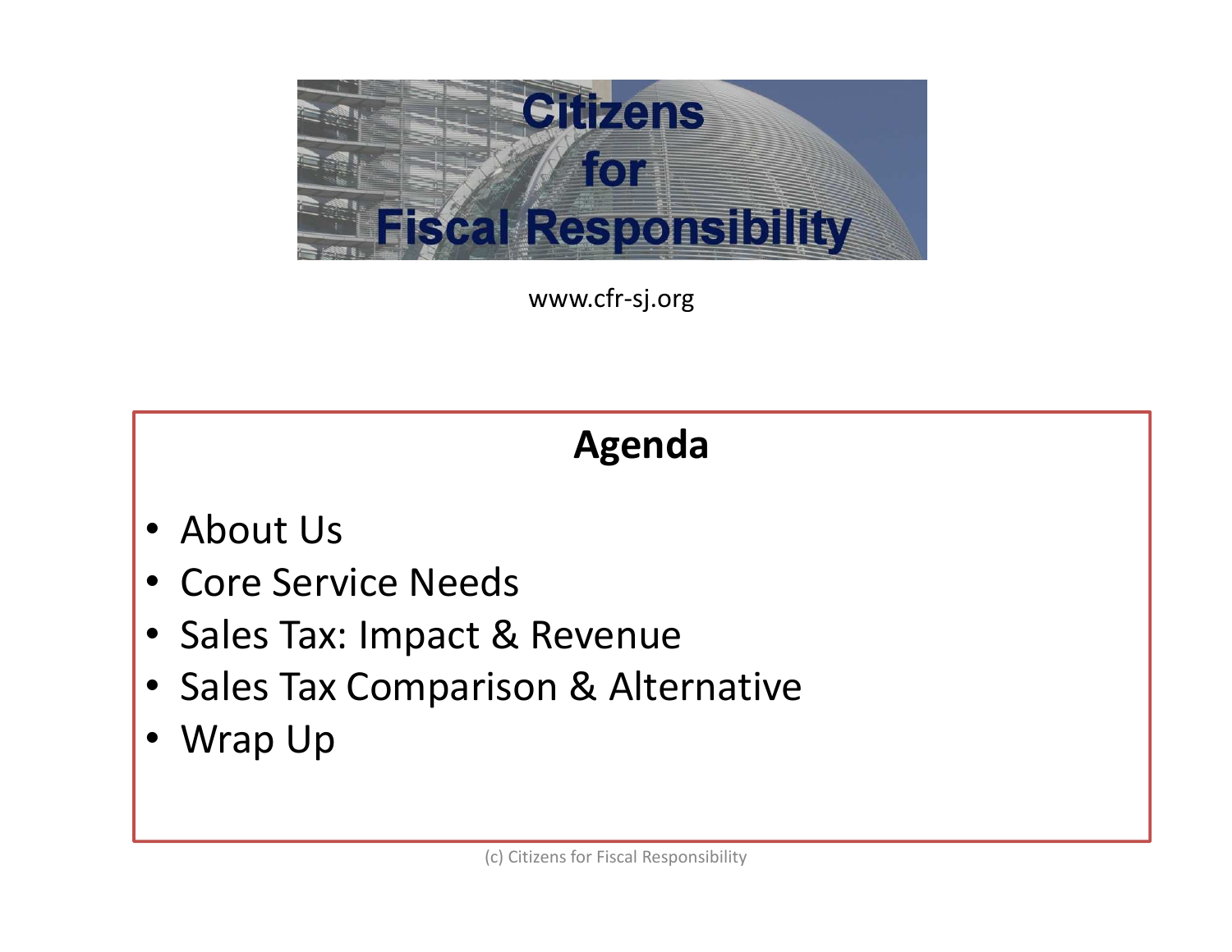# Citizens for Fiscal Responsibility

www.cfr-sj.org

## Agenda

- About Us
- Core Service Needs
- Sales Tax: Impact & Revenue
- Sales Tax Comparison & Alternative
- Wrap Up

(c) Citizens for Fiscal Responsibility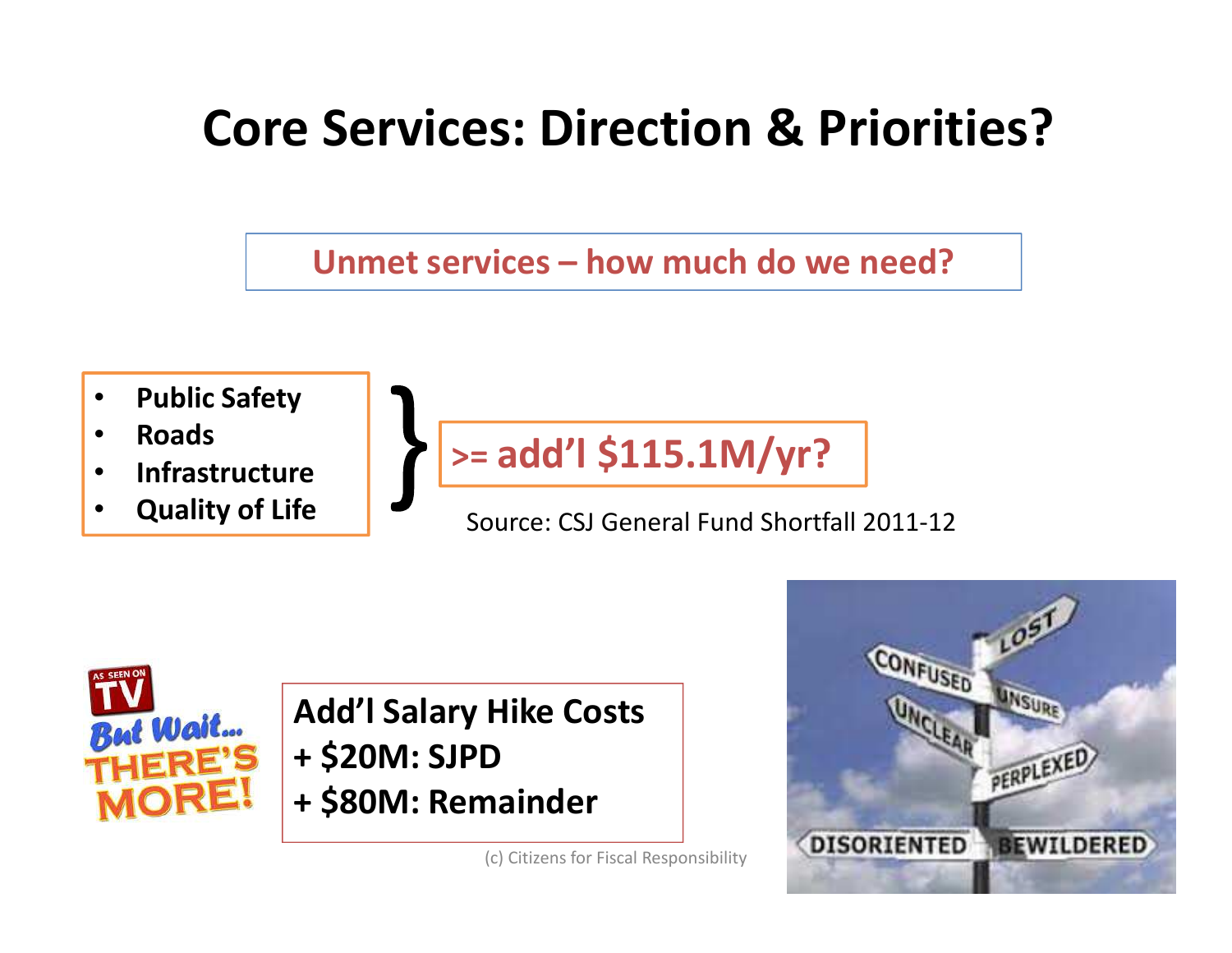# Core Services: Direction & Priorities?

**Unmet services – how much do we need?**

- **Public Safety**
- **Roads**
- **Infrastructure**
- **Quality of Life**

**>= add'l $115.1M/yr?**

Source: CSJ General Fund Shortfall 2011-12

**Add'l Salary Hike Costs**
**+ $20M: SJPD**
**+ $80M: Remainder**

(c) Citizens for Fiscal Responsibility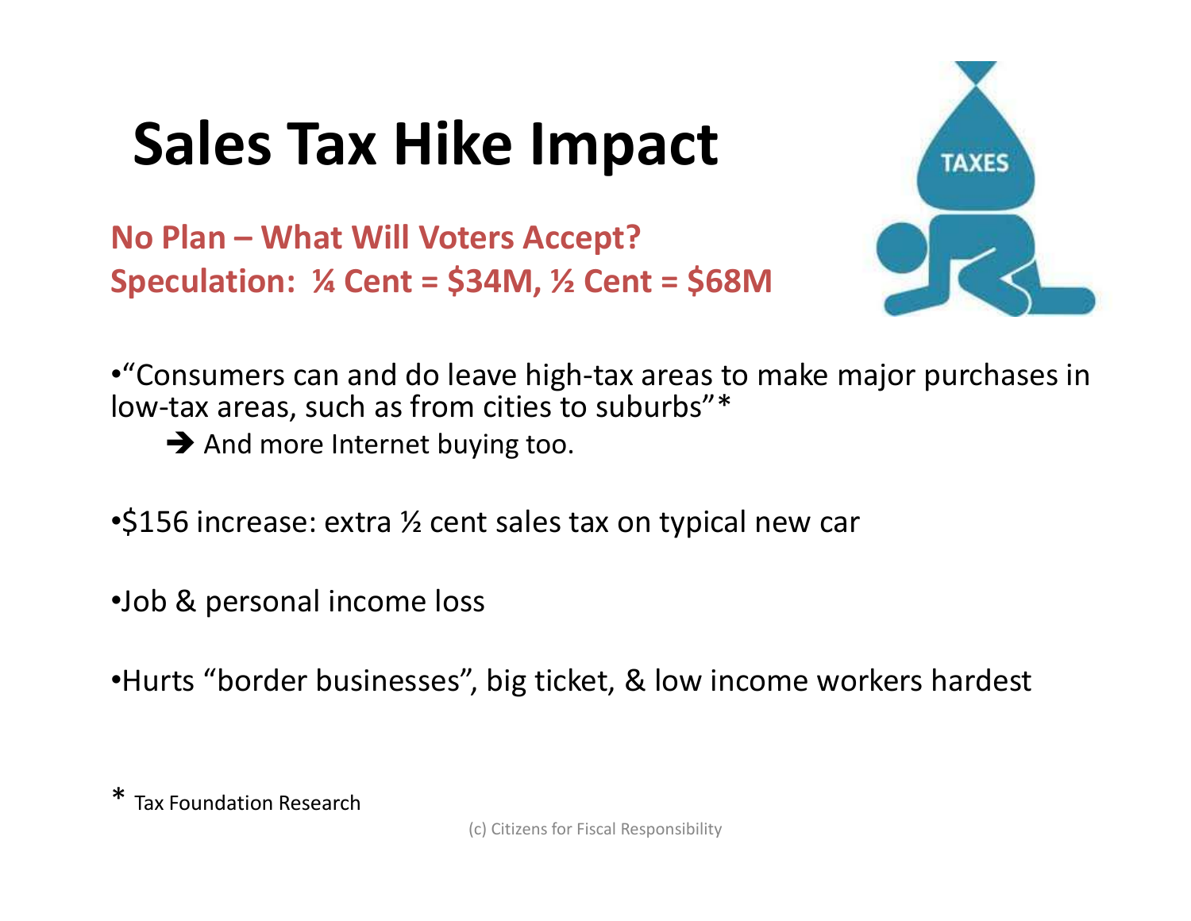# Sales Tax Hike Impact

**No Plan – What Will Voters Accept?**
**Speculation: ¼ Cent = $34M, ½ Cent = $68M**

- "Consumers can and do leave high-tax areas to make major purchases in low-tax areas, such as from cities to suburbs"*
  - ➔ And more Internet buying too.
- $156 increase: extra ½ cent sales tax on typical new car
- Job & personal income loss
- Hurts "border businesses", big ticket, & low income workers hardest

\* Tax Foundation Research

(c) Citizens for Fiscal Responsibility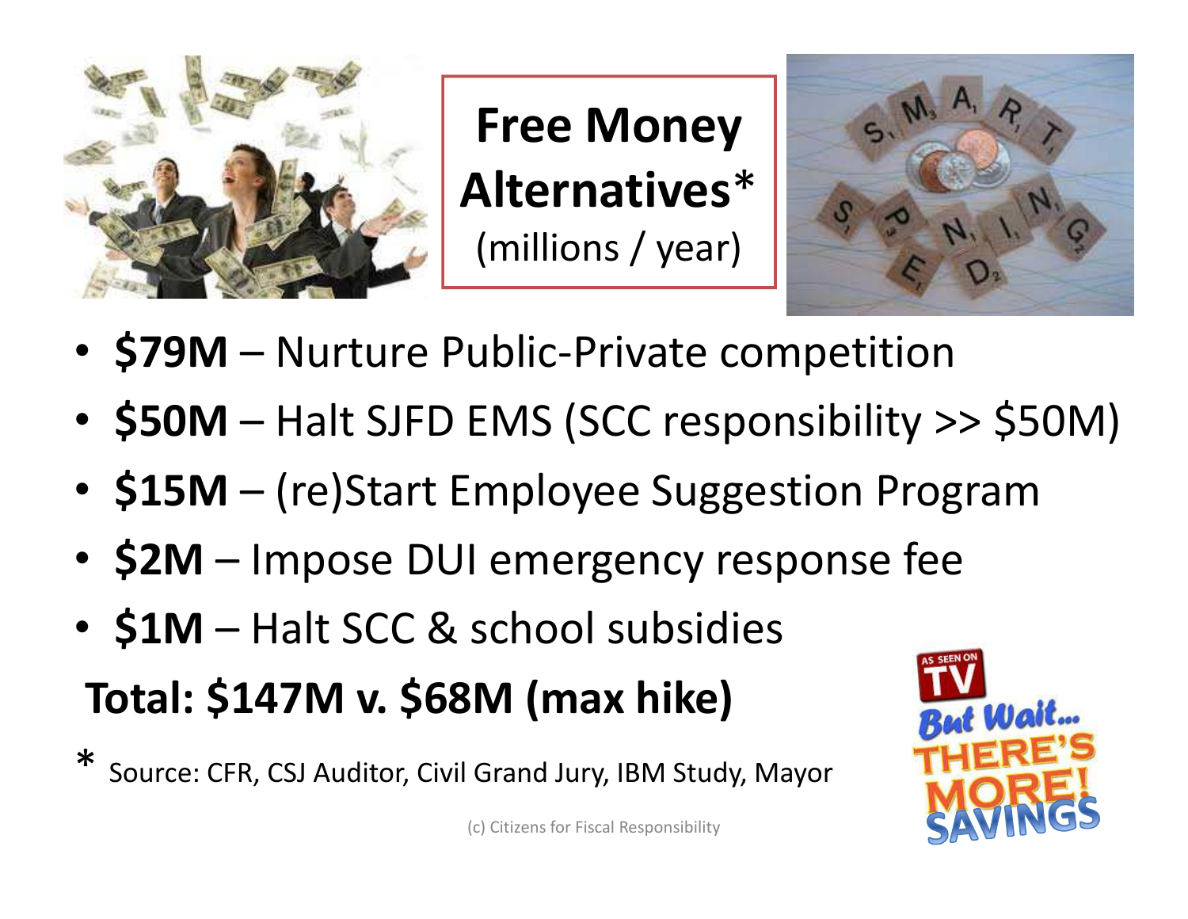# Free Money Alternatives*

(millions / year)

- **$79M** – Nurture Public-Private competition
- **$50M** – Halt SJFD EMS (SCC responsibility >> $50M)
- **$15M** – (re)Start Employee Suggestion Program
- **$2M** – Impose DUI emergency response fee
- **$1M** – Halt SCC & school subsidies

**Total: $147M v. $68M (max hike)**

* Source: CFR, CSJ Auditor, Civil Grand Jury, IBM Study, Mayor

(c) Citizens for Fiscal Responsibility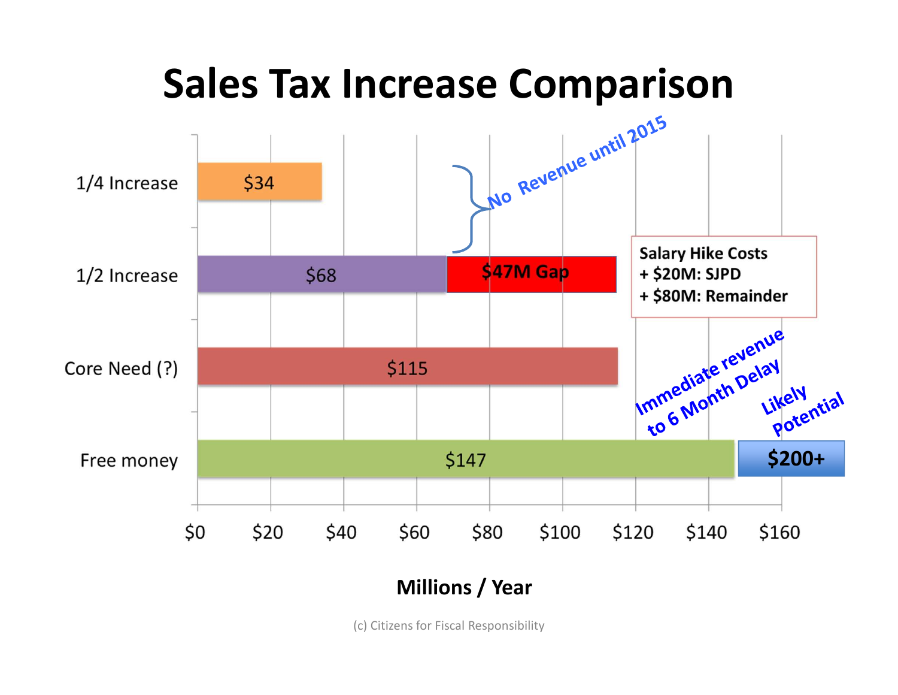# Sales Tax Increase Comparison

| Category | Millions / Year |
| --- | --- |
| 1/4 Increase | $34 |
| 1/2 Increase | $68 + $47M Gap |
| Core Need (?) | $115 |
| Free money | $147 + $200+ |

No Revenue until 2015

Salary Hike Costs
+ $20M: SJPD
+ $80M: Remainder

Immediate revenue to 6 Month Delay

Likely Potential

Millions / Year

(c) Citizens for Fiscal Responsibility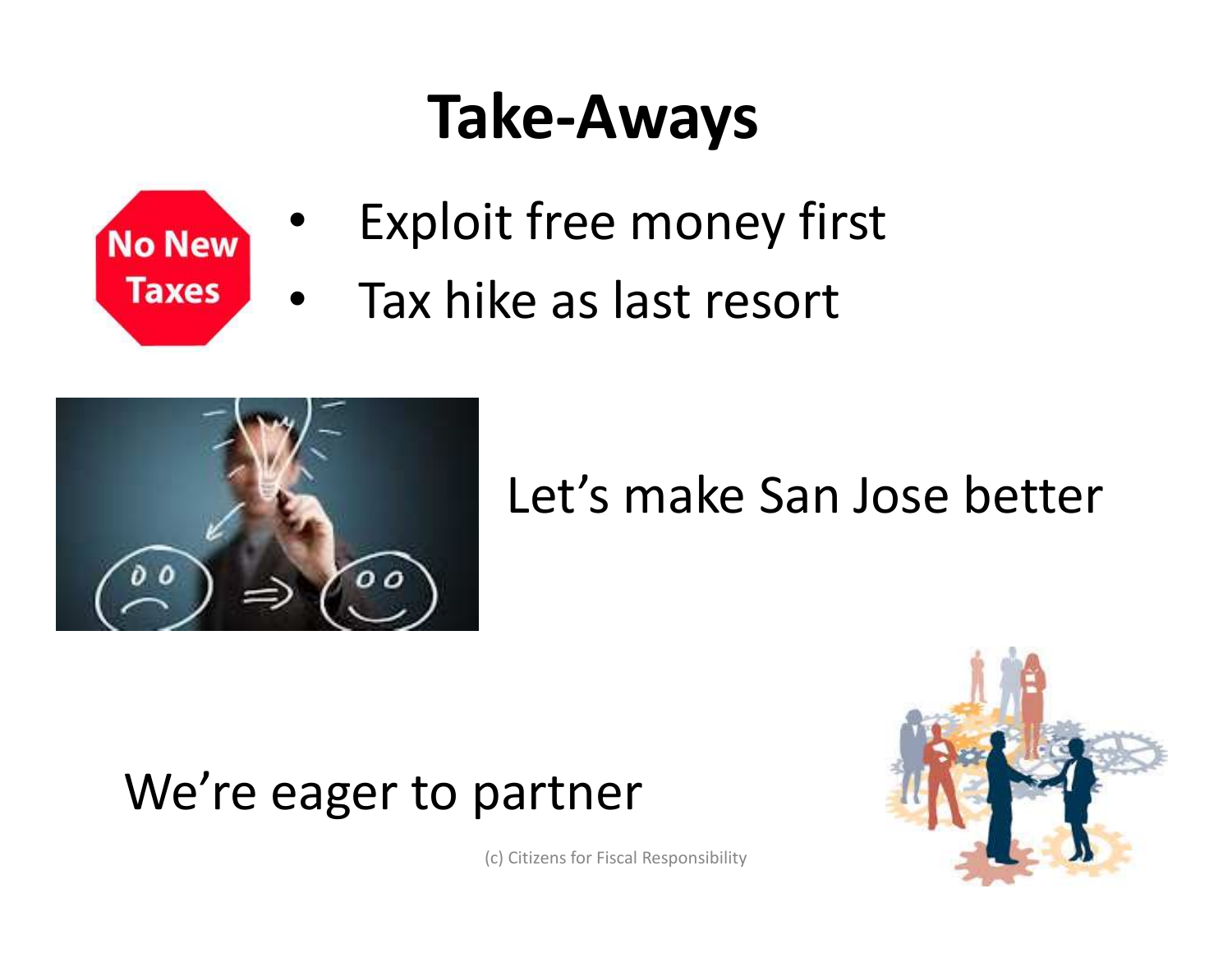# Take-Aways

- Exploit free money first
- Tax hike as last resort

Let's make San Jose better

We're eager to partner

(c) Citizens for Fiscal Responsibility